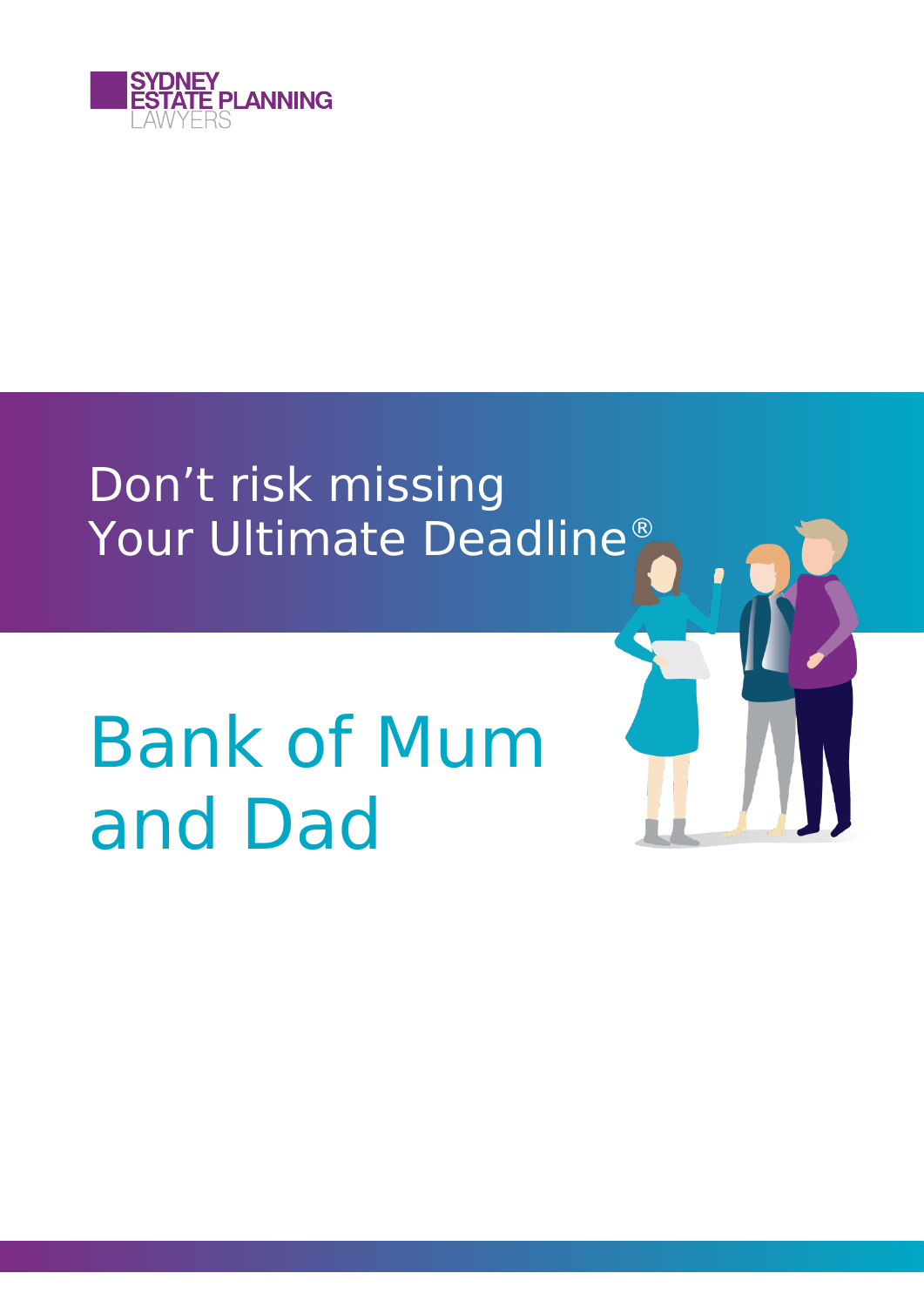SYDNEY ESTATE PLANNING LAWYERS

Don't risk missing Your Ultimate Deadline®

# Bank of Mum and Dad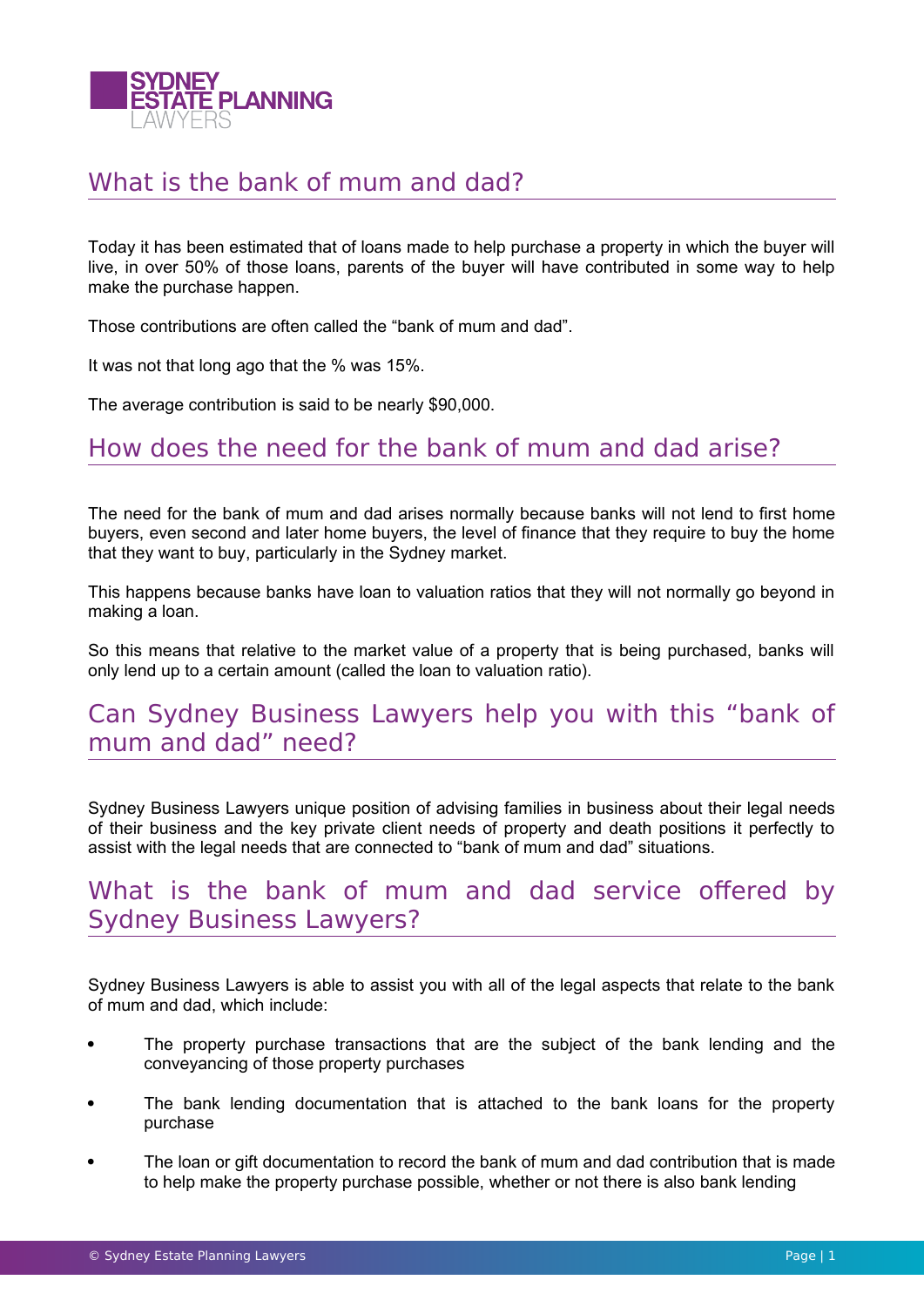## What is the bank of mum and dad?

Today it has been estimated that of loans made to help purchase a property in which the buyer will live, in over 50% of those loans, parents of the buyer will have contributed in some way to help make the purchase happen.

Those contributions are often called the "bank of mum and dad".

It was not that long ago that the % was 15%.

The average contribution is said to be nearly $90,000.

## How does the need for the bank of mum and dad arise?

The need for the bank of mum and dad arises normally because banks will not lend to first home buyers, even second and later home buyers, the level of finance that they require to buy the home that they want to buy, particularly in the Sydney market.

This happens because banks have loan to valuation ratios that they will not normally go beyond in making a loan.

So this means that relative to the market value of a property that is being purchased, banks will only lend up to a certain amount (called the loan to valuation ratio).

## Can Sydney Business Lawyers help you with this "bank of mum and dad" need?

Sydney Business Lawyers unique position of advising families in business about their legal needs of their business and the key private client needs of property and death positions it perfectly to assist with the legal needs that are connected to "bank of mum and dad" situations.

## What is the bank of mum and dad service offered by Sydney Business Lawyers?

Sydney Business Lawyers is able to assist you with all of the legal aspects that relate to the bank of mum and dad, which include:

- The property purchase transactions that are the subject of the bank lending and the conveyancing of those property purchases
- The bank lending documentation that is attached to the bank loans for the property purchase
- The loan or gift documentation to record the bank of mum and dad contribution that is made to help make the property purchase possible, whether or not there is also bank lending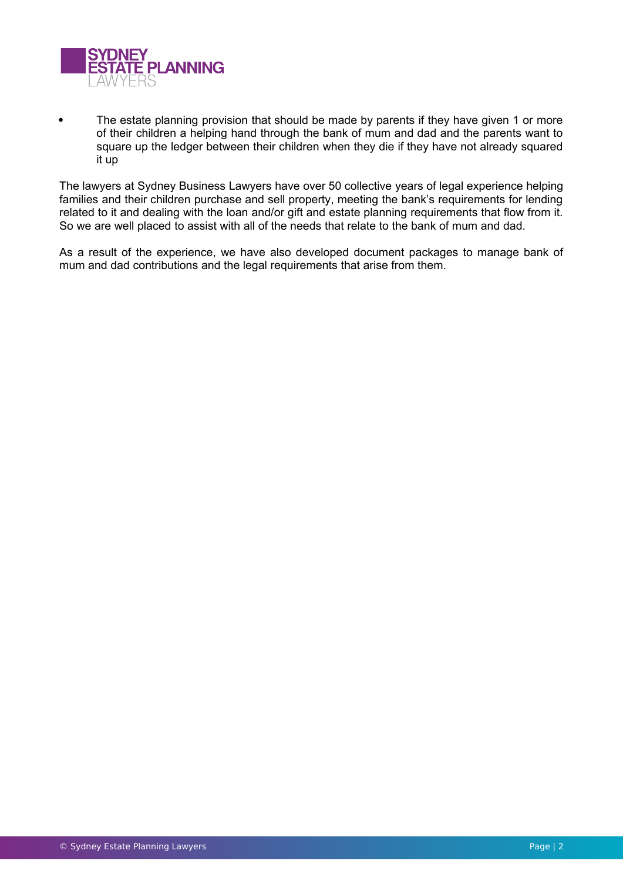- The estate planning provision that should be made by parents if they have given 1 or more of their children a helping hand through the bank of mum and dad and the parents want to square up the ledger between their children when they die if they have not already squared it up

The lawyers at Sydney Business Lawyers have over 50 collective years of legal experience helping families and their children purchase and sell property, meeting the bank's requirements for lending related to it and dealing with the loan and/or gift and estate planning requirements that flow from it. So we are well placed to assist with all of the needs that relate to the bank of mum and dad.

As a result of the experience, we have also developed document packages to manage bank of mum and dad contributions and the legal requirements that arise from them.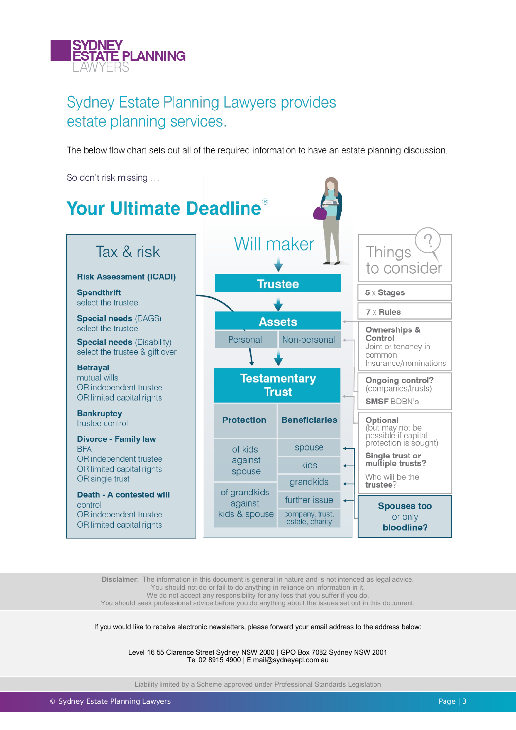SYDNEY ESTATE PLANNING LAWYERS

## Sydney Estate Planning Lawyers provides estate planning services.

The below flow chart sets out all of the required information to have an estate planning discussion.

So don't risk missing …

# Your Ultimate Deadline®

### Tax & risk

**Risk Assessment (ICADI)**

**Spendthrift**
select the trustee

**Special needs** (DAGS)
select the trustee

**Special needs** (Disability)
select the trustee & gift over

**Betrayal**
mutual wills
OR independent trustee
OR limited capital rights

**Bankruptcy**
trustee control

**Divorce - Family law**
BFA
OR independent trustee
OR limited capital rights
OR single trust

**Death - A contested will**
control
OR independent trustee
OR limited capital rights

### Will maker

**Trustee**

**Assets**

Personal | Non-personal

**Testamentary Trust**

**Protection**

of kids against spouse

of grandkids against kids & spouse

**Beneficiaries**

spouse

kids

grandkids

further issue

company, trust, estate, charity

### Things to consider

5 x **Stages**

7 x **Rules**

**Ownerships & Control**
Joint or tenancy in common
Insurance/nominations

**Ongoing control?**
(companies/trusts)
**SMSF** BDBN's

**Optional**
(but may not be possible if capital protection is sought)

**Single trust or multiple trusts?**

Who will be the **trustee**?

**Spouses too** or only **bloodline?**

**Disclaimer**: The information in this document is general in nature and is not intended as legal advice.
You should not do or fail to do anything in reliance on information in it.
We do not accept any responsibility for any loss that you suffer if you do.
You should seek professional advice before you do anything about the issues set out in this document.

If you would like to receive electronic newsletters, please forward your email address to the address below:

Level 16 55 Clarence Street Sydney NSW 2000 | GPO Box 7082 Sydney NSW 2001
Tel 02 8915 4900 | E mail@sydneyepl.com.au

Liability limited by a Scheme approved under Professional Standards Legislation

© Sydney Estate Planning Lawyers